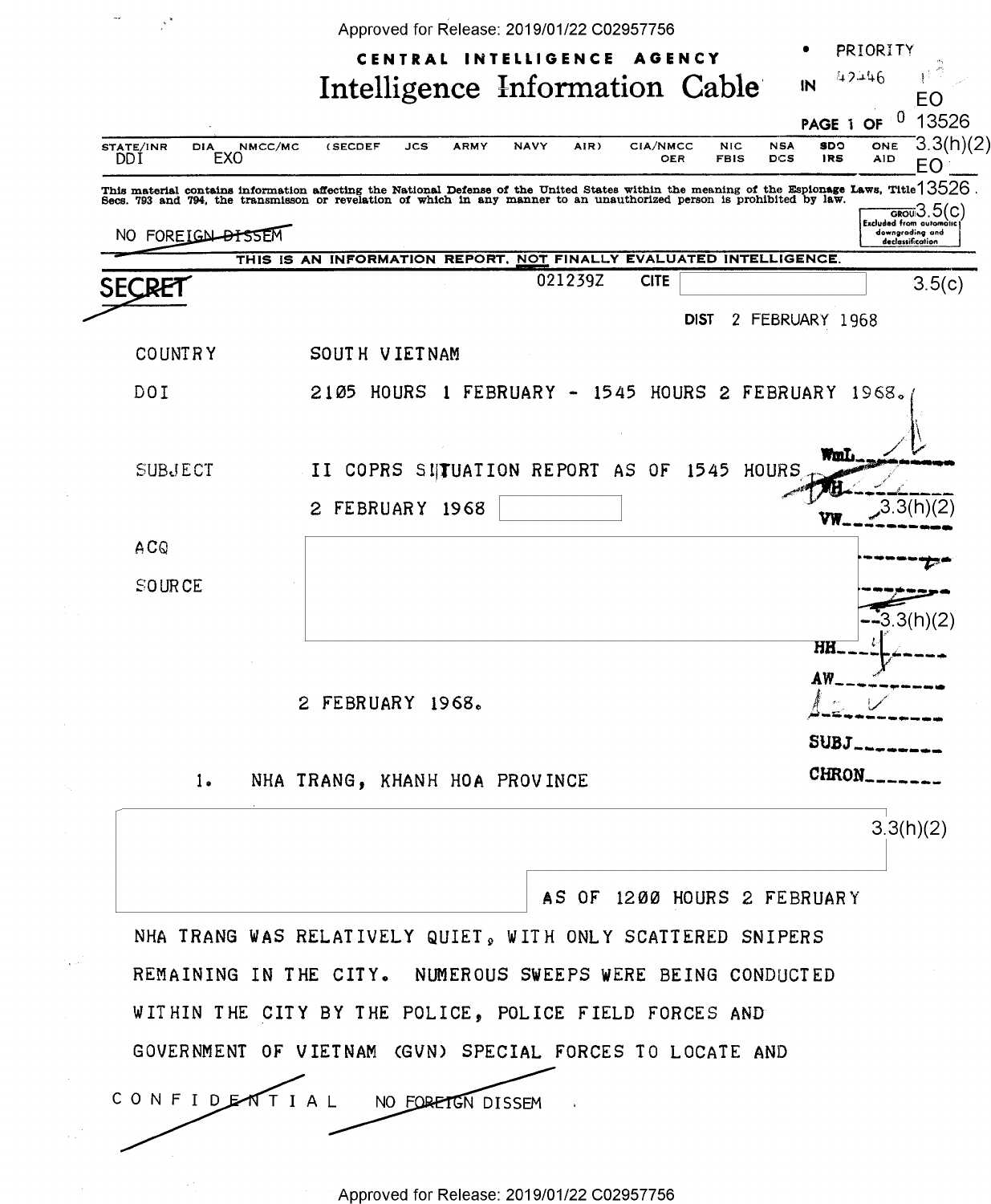PRIORITY

CENTRAL INTELLIGENCE AGENCY

# Intelligence Information Cable

IN 42446

PAGE 1 OF 0

EO 13526 3.3(h)(2)

| STATE/INR | DIA | NMCC/MC | (SECDEF | JCS | ARMY | NAVY | AIR) | CIA/NMCC | NIC | NSA | SDO | ONE |
|---|---|---|---|---|---|---|---|---|---|---|---|---|
| DDI | EXO | | | | | | | OER | FBIS | DCS | IRS | AID |

This material contains information affecting the National Defense of the United States within the meaning of the Espionage Laws, Title 18, Secs. 793 and 794, the transmisson or revelation of which in any manner to an unauthorized person is prohibited by law.

EO 13526 3.5(c)

NO FOREIGN DISSEM

GROUP 1 Excluded from automatic downgrading and declassification

THIS IS AN INFORMATION REPORT, NOT FINALLY EVALUATED INTELLIGENCE.

SECRET

021239Z CITE

3.5(c)

DIST 2 FEBRUARY 1968

COUNTRY SOUTH VIETNAM

DOI 2105 HOURS 1 FEBRUARY - 1545 HOURS 2 FEBRUARY 1968.

SUBJECT II COPRS SITUATION REPORT AS OF 1545 HOURS 2 FEBRUARY 1968

3.3(h)(2)

ACQ

SOURCE

3.3(h)(2)

2 FEBRUARY 1968.

1. NHA TRANG, KHANH HOA PROVINCE

3.3(h)(2)

AS OF 1200 HOURS 2 FEBRUARY NHA TRANG WAS RELATIVELY QUIET, WITH ONLY SCATTERED SNIPERS REMAINING IN THE CITY. NUMEROUS SWEEPS WERE BEING CONDUCTED WITHIN THE CITY BY THE POLICE, POLICE FIELD FORCES AND GOVERNMENT OF VIETNAM (GVN) SPECIAL FORCES TO LOCATE AND

CONFIDENTIAL NO FOREIGN DISSEM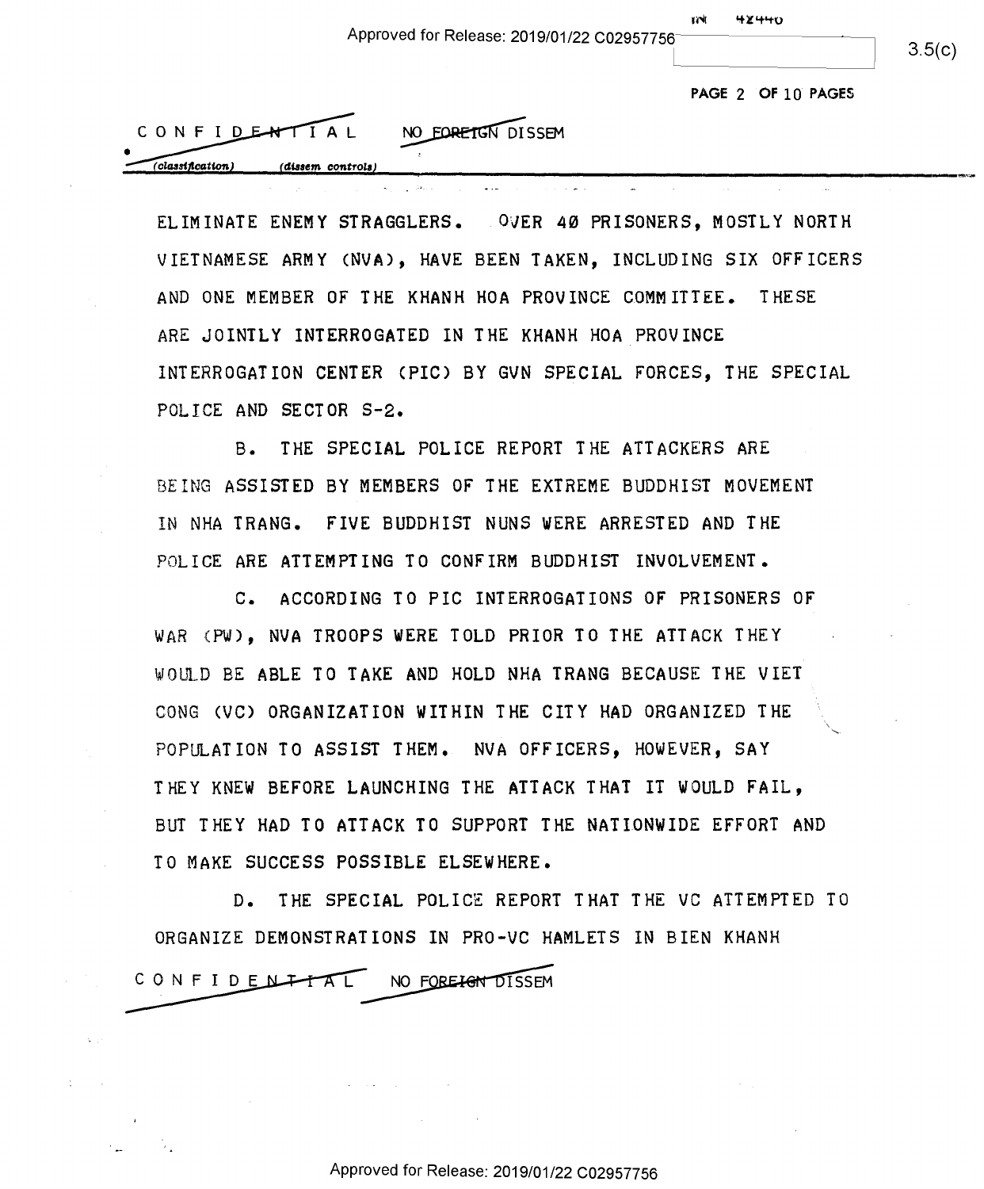CONFIDENTIAL NO FOREIGN DISSEM

ELIMINATE ENEMY STRAGGLERS. OVER 40 PRISONERS, MOSTLY NORTH VIETNAMESE ARMY (NVA), HAVE BEEN TAKEN, INCLUDING SIX OFFICERS AND ONE MEMBER OF THE KHANH HOA PROVINCE COMMITTEE. THESE ARE JOINTLY INTERROGATED IN THE KHANH HOA PROVINCE INTERROGATION CENTER (PIC) BY GVN SPECIAL FORCES, THE SPECIAL POLICE AND SECTOR S-2.

B. THE SPECIAL POLICE REPORT THE ATTACKERS ARE BEING ASSISTED BY MEMBERS OF THE EXTREME BUDDHIST MOVEMENT IN NHA TRANG. FIVE BUDDHIST NUNS WERE ARRESTED AND THE POLICE ARE ATTEMPTING TO CONFIRM BUDDHIST INVOLVEMENT.

C. ACCORDING TO PIC INTERROGATIONS OF PRISONERS OF WAR (PW), NVA TROOPS WERE TOLD PRIOR TO THE ATTACK THEY WOULD BE ABLE TO TAKE AND HOLD NHA TRANG BECAUSE THE VIET CONG (VC) ORGANIZATION WITHIN THE CITY HAD ORGANIZED THE POPULATION TO ASSIST THEM. NVA OFFICERS, HOWEVER, SAY THEY KNEW BEFORE LAUNCHING THE ATTACK THAT IT WOULD FAIL, BUT THEY HAD TO ATTACK TO SUPPORT THE NATIONWIDE EFFORT AND TO MAKE SUCCESS POSSIBLE ELSEWHERE.

D. THE SPECIAL POLICE REPORT THAT THE VC ATTEMPTED TO ORGANIZE DEMONSTRATIONS IN PRO-VC HAMLETS IN BIEN KHANH

CONFIDENTIAL NO FOREIGN DISSEM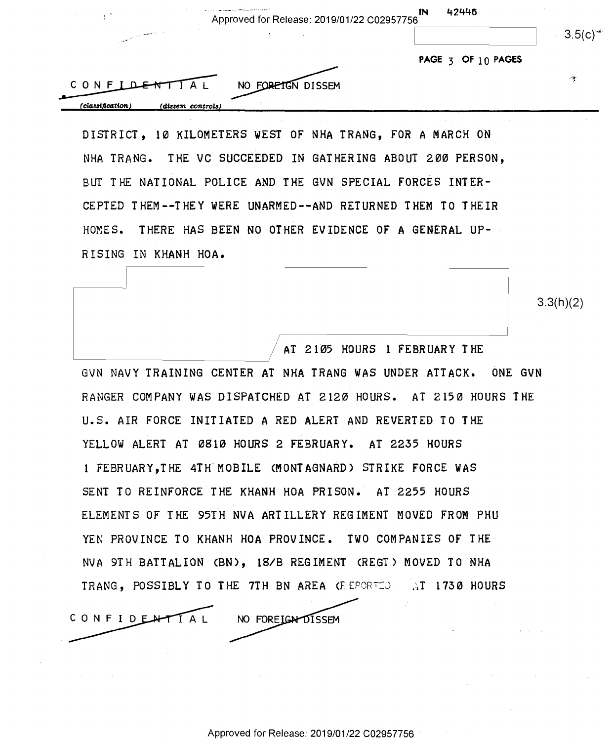CONFIDENTIAL NO FOREIGN DISSEM

DISTRICT, 10 KILOMETERS WEST OF NHA TRANG, FOR A MARCH ON NHA TRANG. THE VC SUCCEEDED IN GATHERING ABOUT 200 PERSON, BUT THE NATIONAL POLICE AND THE GVN SPECIAL FORCES INTERCEPTED THEM--THEY WERE UNARMED--AND RETURNED THEM TO THEIR HOMES. THERE HAS BEEN NO OTHER EVIDENCE OF A GENERAL UPRISING IN KHANH HOA.

3.3(h)(2)

AT 2105 HOURS 1 FEBRUARY THE GVN NAVY TRAINING CENTER AT NHA TRANG WAS UNDER ATTACK. ONE GVN RANGER COMPANY WAS DISPATCHED AT 2120 HOURS. AT 2150 HOURS THE U.S. AIR FORCE INITIATED A RED ALERT AND REVERTED TO THE YELLOW ALERT AT 0810 HOURS 2 FEBRUARY. AT 2235 HOURS 1 FEBRUARY, THE 4TH MOBILE (MONTAGNARD) STRIKE FORCE WAS SENT TO REINFORCE THE KHANH HOA PRISON. AT 2255 HOURS ELEMENTS OF THE 95TH NVA ARTILLERY REGIMENT MOVED FROM PHU YEN PROVINCE TO KHANH HOA PROVINCE. TWO COMPANIES OF THE NVA 9TH BATTALION (BN), 18/B REGIMENT (REGT) MOVED TO NHA TRANG, POSSIBLY TO THE 7TH BN AREA (REPORTED AT 1730 HOURS

CONFIDENTIAL NO FOREIGN DISSEM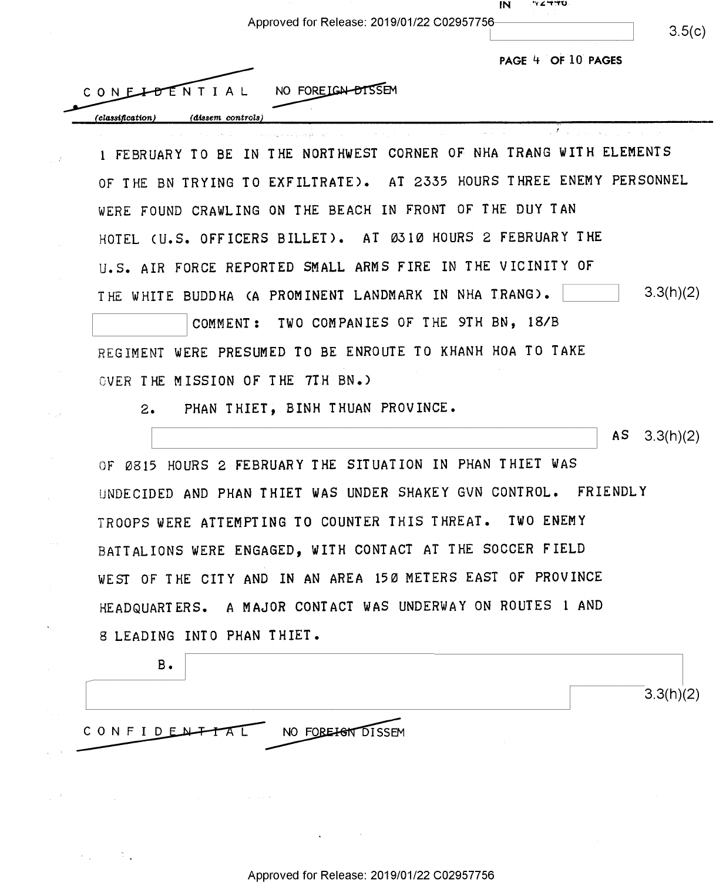CONFIDENTIAL NO FOREIGN DISSEM

1 FEBRUARY TO BE IN THE NORTHWEST CORNER OF NHA TRANG WITH ELEMENTS OF THE BN TRYING TO EXFILTRATE). AT 2335 HOURS THREE ENEMY PERSONNEL WERE FOUND CRAWLING ON THE BEACH IN FRONT OF THE DUY TAN HOTEL (U.S. OFFICERS BILLET). AT 0310 HOURS 2 FEBRUARY THE U.S. AIR FORCE REPORTED SMALL ARMS FIRE IN THE VICINITY OF THE WHITE BUDDHA (A PROMINENT LANDMARK IN NHA TRANG). [3.3(h)(2)] COMMENT: TWO COMPANIES OF THE 9TH BN, 18/B REGIMENT WERE PRESUMED TO BE ENROUTE TO KHANH HOA TO TAKE OVER THE MISSION OF THE 7TH BN.)

2. PHAN THIET, BINH THUAN PROVINCE.

[3.3(h)(2)] AS OF 0815 HOURS 2 FEBRUARY THE SITUATION IN PHAN THIET WAS UNDECIDED AND PHAN THIET WAS UNDER SHAKEY GVN CONTROL. FRIENDLY TROOPS WERE ATTEMPTING TO COUNTER THIS THREAT. TWO ENEMY BATTALIONS WERE ENGAGED, WITH CONTACT AT THE SOCCER FIELD WEST OF THE CITY AND IN AN AREA 150 METERS EAST OF PROVINCE HEADQUARTERS. A MAJOR CONTACT WAS UNDERWAY ON ROUTES 1 AND 8 LEADING INTO PHAN THIET.

B. [3.3(h)(2)]

CONFIDENTIAL NO FOREIGN DISSEM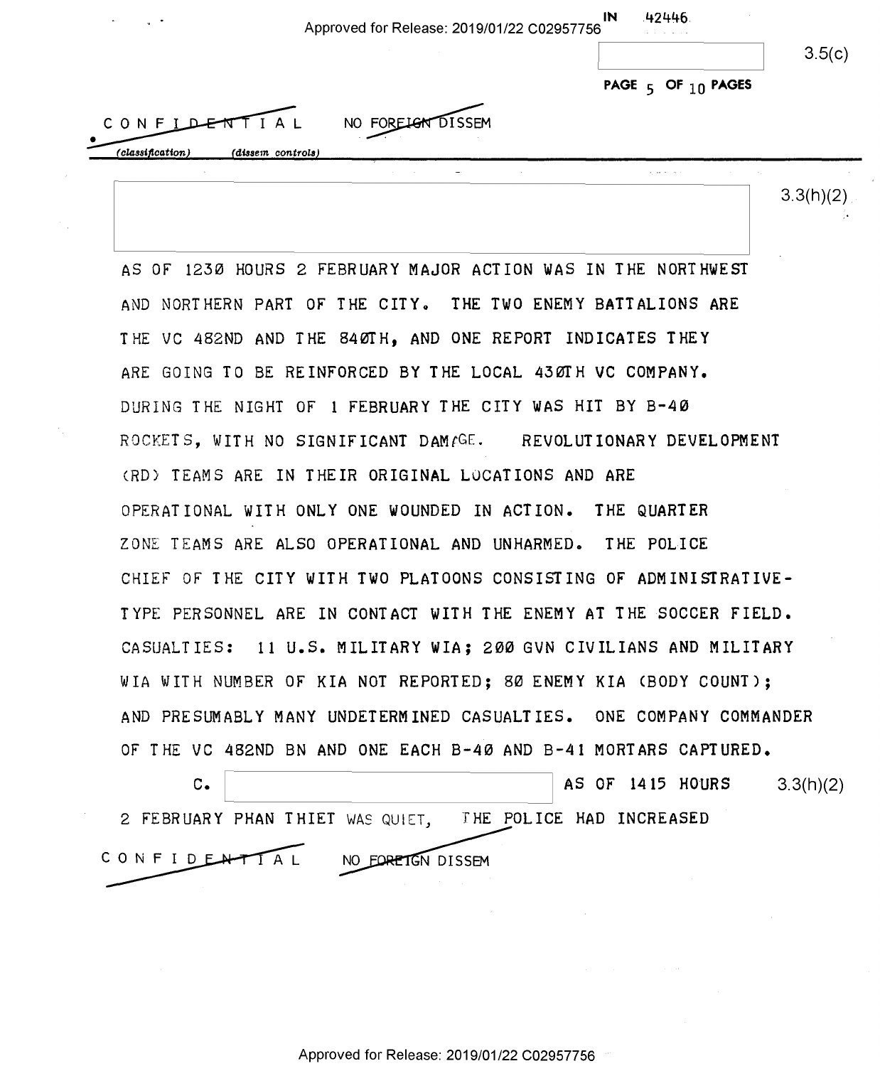CONFIDENTIAL NO FOREIGN DISSEM

IN 42446

3.5(c)

3.3(h)(2)

AS OF 1230 HOURS 2 FEBRUARY MAJOR ACTION WAS IN THE NORTHWEST AND NORTHERN PART OF THE CITY. THE TWO ENEMY BATTALIONS ARE THE VC 482ND AND THE 840TH, AND ONE REPORT INDICATES THEY ARE GOING TO BE REINFORCED BY THE LOCAL 430TH VC COMPANY. DURING THE NIGHT OF 1 FEBRUARY THE CITY WAS HIT BY B-40 ROCKETS, WITH NO SIGNIFICANT DAMAGE. REVOLUTIONARY DEVELOPMENT (RD) TEAMS ARE IN THEIR ORIGINAL LOCATIONS AND ARE OPERATIONAL WITH ONLY ONE WOUNDED IN ACTION. THE QUARTER ZONE TEAMS ARE ALSO OPERATIONAL AND UNHARMED. THE POLICE CHIEF OF THE CITY WITH TWO PLATOONS CONSISTING OF ADMINISTRATIVE-TYPE PERSONNEL ARE IN CONTACT WITH THE ENEMY AT THE SOCCER FIELD. CASUALTIES: 11 U.S. MILITARY WIA; 200 GVN CIVILIANS AND MILITARY WIA WITH NUMBER OF KIA NOT REPORTED; 80 ENEMY KIA (BODY COUNT); AND PRESUMABLY MANY UNDETERMINED CASUALTIES. ONE COMPANY COMMANDER OF THE VC 482ND BN AND ONE EACH B-40 AND B-41 MORTARS CAPTURED.

C. [ ] AS OF 1415 HOURS 2 FEBRUARY PHAN THIET WAS QUIET, THE POLICE HAD INCREASED

3.3(h)(2)

CONFIDENTIAL NO FOREIGN DISSEM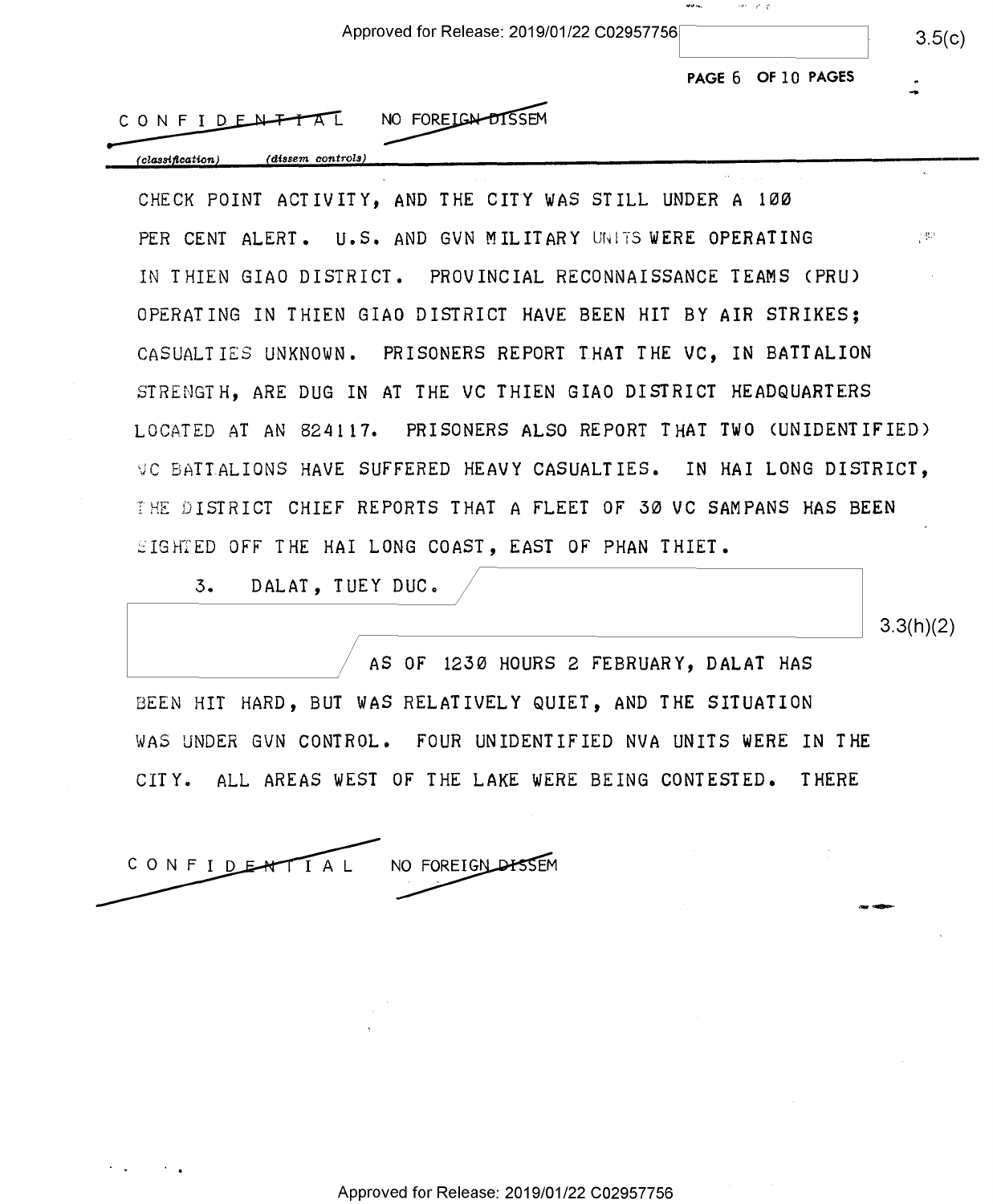CONFIDENTIAL NO FOREIGN DISSEM

CHECK POINT ACTIVITY, AND THE CITY WAS STILL UNDER A 100 PER CENT ALERT. U.S. AND GVN MILITARY UNITS WERE OPERATING IN THIEN GIAO DISTRICT. PROVINCIAL RECONNAISSANCE TEAMS (PRU) OPERATING IN THIEN GIAO DISTRICT HAVE BEEN HIT BY AIR STRIKES; CASUALTIES UNKNOWN. PRISONERS REPORT THAT THE VC, IN BATTALION STRENGTH, ARE DUG IN AT THE VC THIEN GIAO DISTRICT HEADQUARTERS LOCATED AT AN 824117. PRISONERS ALSO REPORT THAT TWO (UNIDENTIFIED) VC BATTALIONS HAVE SUFFERED HEAVY CASUALTIES. IN HAI LONG DISTRICT, THE DISTRICT CHIEF REPORTS THAT A FLEET OF 30 VC SAMPANS HAS BEEN SIGHTED OFF THE HAI LONG COAST, EAST OF PHAN THIET.

3. DALAT, TUEY DUC.

3.3(h)(2)

AS OF 1230 HOURS 2 FEBRUARY, DALAT HAS BEEN HIT HARD, BUT WAS RELATIVELY QUIET, AND THE SITUATION WAS UNDER GVN CONTROL. FOUR UNIDENTIFIED NVA UNITS WERE IN THE CITY. ALL AREAS WEST OF THE LAKE WERE BEING CONTESTED. THERE

CONFIDENTIAL NO FOREIGN DISSEM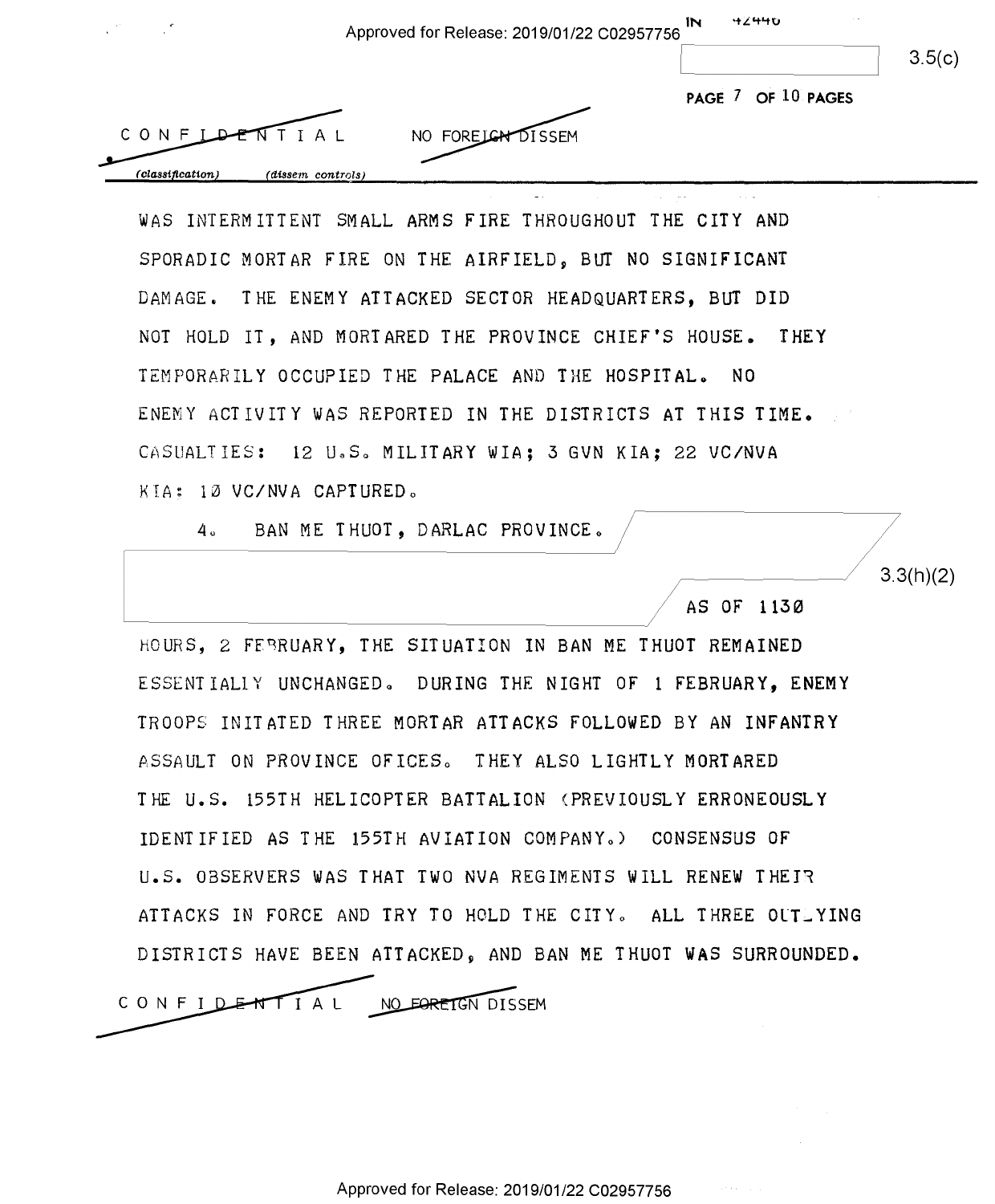CONFIDENTIAL NO FOREIGN DISSEM

WAS INTERMITTENT SMALL ARMS FIRE THROUGHOUT THE CITY AND SPORADIC MORTAR FIRE ON THE AIRFIELD, BUT NO SIGNIFICANT DAMAGE. THE ENEMY ATTACKED SECTOR HEADQUARTERS, BUT DID NOT HOLD IT, AND MORTARED THE PROVINCE CHIEF'S HOUSE. THEY TEMPORARILY OCCUPIED THE PALACE AND THE HOSPITAL. NO ENEMY ACTIVITY WAS REPORTED IN THE DISTRICTS AT THIS TIME. CASUALTIES: 12 U.S. MILITARY WIA; 3 GVN KIA; 22 VC/NVA KIA: 10 VC/NVA CAPTURED.

4. BAN ME THUOT, DARLAC PROVINCE.

3.3(h)(2)

AS OF 1130 HOURS, 2 FEBRUARY, THE SITUATION IN BAN ME THUOT REMAINED ESSENTIALLY UNCHANGED. DURING THE NIGHT OF 1 FEBRUARY, ENEMY TROOPS INITATED THREE MORTAR ATTACKS FOLLOWED BY AN INFANTRY ASSAULT ON PROVINCE OFICES. THEY ALSO LIGHTLY MORTARED THE U.S. 155TH HELICOPTER BATTALION (PREVIOUSLY ERRONEOUSLY IDENTIFIED AS THE 155TH AVIATION COMPANY.) CONSENSUS OF U.S. OBSERVERS WAS THAT TWO NVA REGIMENTS WILL RENEW THEIR ATTACKS IN FORCE AND TRY TO HOLD THE CITY. ALL THREE OUTLYING DISTRICTS HAVE BEEN ATTACKED, AND BAN ME THUOT WAS SURROUNDED.

CONFIDENTIAL NO FOREIGN DISSEM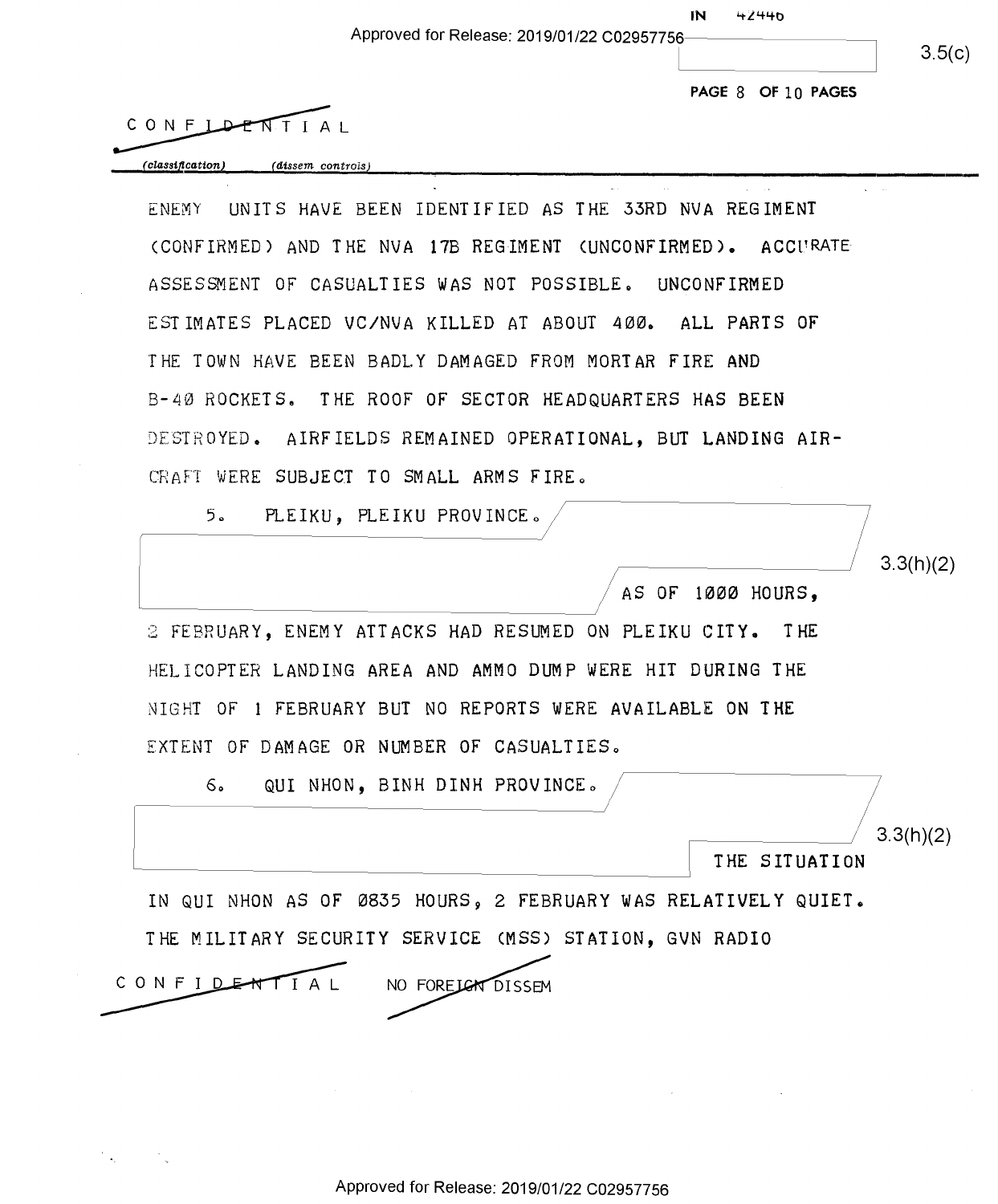CONFIDENTIAL

(classification) (dissem controls)

ENEMY UNITS HAVE BEEN IDENTIFIED AS THE 33RD NVA REGIMENT (CONFIRMED) AND THE NVA 17B REGIMENT (UNCONFIRMED). ACCURATE ASSESSMENT OF CASUALTIES WAS NOT POSSIBLE. UNCONFIRMED ESTIMATES PLACED VC/NVA KILLED AT ABOUT 400. ALL PARTS OF THE TOWN HAVE BEEN BADLY DAMAGED FROM MORTAR FIRE AND B-40 ROCKETS. THE ROOF OF SECTOR HEADQUARTERS HAS BEEN DESTROYED. AIRFIELDS REMAINED OPERATIONAL, BUT LANDING AIRCRAFT WERE SUBJECT TO SMALL ARMS FIRE.

5. PLEIKU, PLEIKU PROVINCE. [REDACTED] 3.3(h)(2)

AS OF 1000 HOURS, 2 FEBRUARY, ENEMY ATTACKS HAD RESUMED ON PLEIKU CITY. THE HELICOPTER LANDING AREA AND AMMO DUMP WERE HIT DURING THE NIGHT OF 1 FEBRUARY BUT NO REPORTS WERE AVAILABLE ON THE EXTENT OF DAMAGE OR NUMBER OF CASUALTIES.

6. QUI NHON, BINH DINH PROVINCE. [REDACTED] 3.3(h)(2)

THE SITUATION IN QUI NHON AS OF 0835 HOURS, 2 FEBRUARY WAS RELATIVELY QUIET. THE MILITARY SECURITY SERVICE (MSS) STATION, GVN RADIO

CONFIDENTIAL NO FOREIGN DISSEM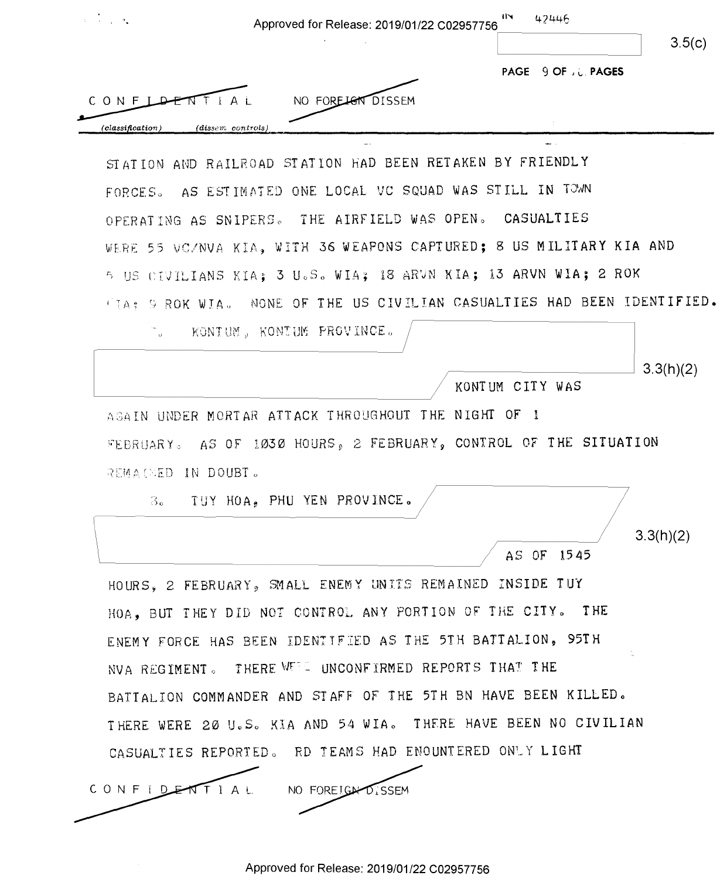CONFIDENTIAL NO FOREIGN DISSEM

STATION AND RAILROAD STATION HAD BEEN RETAKEN BY FRIENDLY FORCES. AS ESTIMATED ONE LOCAL VC SQUAD WAS STILL IN TOWN OPERATING AS SNIPERS. THE AIRFIELD WAS OPEN. CASUALTIES WERE 55 VC/NVA KIA, WITH 36 WEAPONS CAPTURED; 8 US MILITARY KIA AND 5 US CIVILIANS KIA; 3 U.S. WIA; 18 ARVN KIA; 13 ARVN WIA; 2 ROK KIA; 9 ROK WIA. NONE OF THE US CIVILIAN CASUALTIES HAD BEEN IDENTIFIED.

7. KONTUM, KONTUM PROVINCE.

3.3(h)(2)

KONTUM CITY WAS AGAIN UNDER MORTAR ATTACK THROUGHOUT THE NIGHT OF 1 FEBRUARY. AS OF 1030 HOURS, 2 FEBRUARY, CONTROL OF THE SITUATION REMAINED IN DOUBT.

8. TUY HOA, PHU YEN PROVINCE.

3.3(h)(2)

AS OF 1545 HOURS, 2 FEBRUARY, SMALL ENEMY UNITS REMAINED INSIDE TUY HOA, BUT THEY DID NOT CONTROL ANY PORTION OF THE CITY. THE ENEMY FORCE HAS BEEN IDENTIFIED AS THE 5TH BATTALION, 95TH NVA REGIMENT. THERE WERE UNCONFIRMED REPORTS THAT THE BATTALION COMMANDER AND STAFF OF THE 5TH BN HAVE BEEN KILLED. THERE WERE 20 U.S. KIA AND 54 WIA. THERE HAVE BEEN NO CIVILIAN CASUALTIES REPORTED. RD TEAMS HAD ENCOUNTERED ONLY LIGHT

CONFIDENTIAL NO FOREIGN DISSEM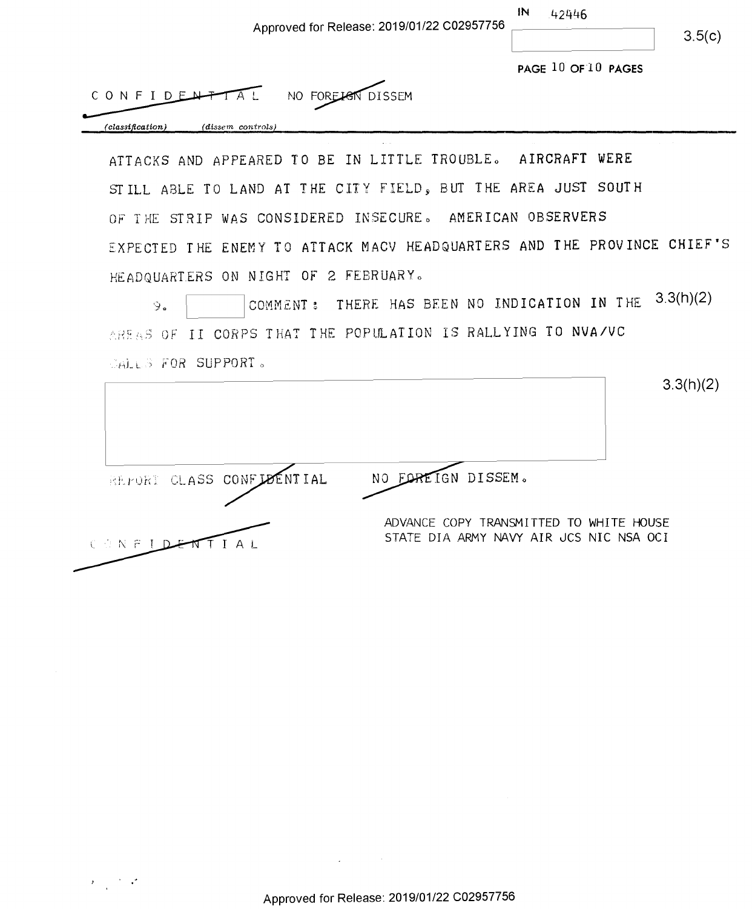IN 42446

3.5(c)

CONFIDENTIAL NO FOREIGN DISSEM

(classification) (dissem controls)

ATTACKS AND APPEARED TO BE IN LITTLE TROUBLE. AIRCRAFT WERE STILL ABLE TO LAND AT THE CITY FIELD, BUT THE AREA JUST SOUTH OF THE STRIP WAS CONSIDERED INSECURE. AMERICAN OBSERVERS EXPECTED THE ENEMY TO ATTACK MACV HEADQUARTERS AND THE PROVINCE CHIEF'S HEADQUARTERS ON NIGHT OF 2 FEBRUARY.

9. [ ] COMMENT: THERE HAS BEEN NO INDICATION IN THE AREAS OF II CORPS THAT THE POPULATION IS RALLYING TO NVA/VC CALLS FOR SUPPORT. 3.3(h)(2)

[ ] 3.3(h)(2)

REPORT CLASS CONFIDENTIAL NO FOREIGN DISSEM.

CONFIDENTIAL

ADVANCE COPY TRANSMITTED TO WHITE HOUSE STATE DIA ARMY NAVY AIR JCS NIC NSA OCI